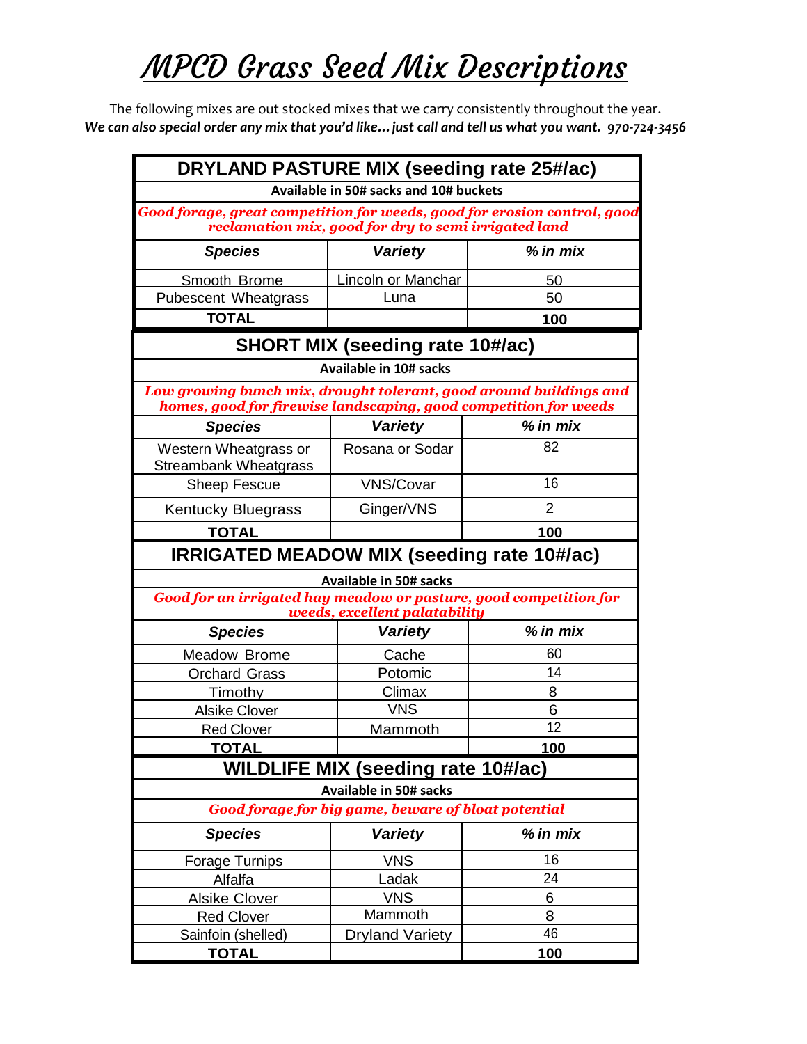# MPCD Grass Seed Mix Descriptions

The following mixes are out stocked mixes that we carry consistently throughout the year.

***We can also special order any mix that you'd like… just call and tell us what you want. 970-724-3456***

## DRYLAND PASTURE MIX (seeding rate 25#/ac)

**Available in 50# sacks and 10# buckets**

*Good forage, great competition for weeds, good for erosion control, good reclamation mix, good for dry to semi irrigated land*

| Species | Variety | % in mix |
|---|---|---|
| Smooth Brome | Lincoln or Manchar | 50 |
| Pubescent Wheatgrass | Luna | 50 |
| **TOTAL** | | **100** |

## SHORT MIX (seeding rate 10#/ac)

**Available in 10# sacks**

*Low growing bunch mix, drought tolerant, good around buildings and homes, good for firewise landscaping, good competition for weeds*

| Species | Variety | % in mix |
|---|---|---|
| Western Wheatgrass or Streambank Wheatgrass | Rosana or Sodar | 82 |
| Sheep Fescue | VNS/Covar | 16 |
| Kentucky Bluegrass | Ginger/VNS | 2 |
| **TOTAL** | | **100** |

## IRRIGATED MEADOW MIX (seeding rate 10#/ac)

**Available in 50# sacks**

*Good for an irrigated hay meadow or pasture, good competition for weeds, excellent palatability*

| Species | Variety | % in mix |
|---|---|---|
| Meadow Brome | Cache | 60 |
| Orchard Grass | Potomic | 14 |
| Timothy | Climax | 8 |
| Alsike Clover | VNS | 6 |
| Red Clover | Mammoth | 12 |
| **TOTAL** | | **100** |

## WILDLIFE MIX (seeding rate 10#/ac)

**Available in 50# sacks**

*Good forage for big game, beware of bloat potential*

| Species | Variety | % in mix |
|---|---|---|
| Forage Turnips | VNS | 16 |
| Alfalfa | Ladak | 24 |
| Alsike Clover | VNS | 6 |
| Red Clover | Mammoth | 8 |
| Sainfoin (shelled) | Dryland Variety | 46 |
| **TOTAL** | | **100** |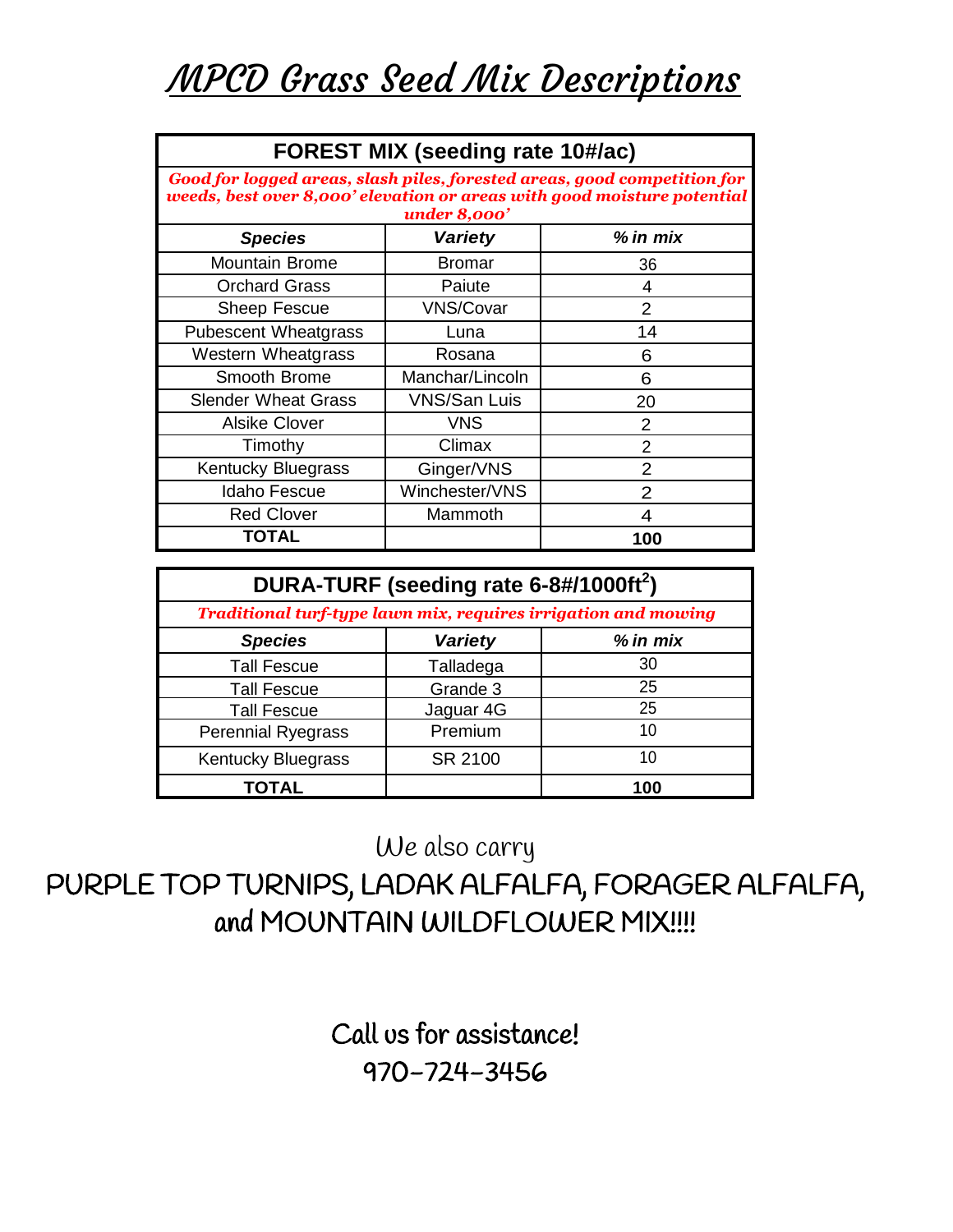# MPCD Grass Seed Mix Descriptions

| FOREST MIX (seeding rate 10#/ac) | | |
|---|---|---|
| *Good for logged areas, slash piles, forested areas, good competition for weeds, best over 8,000' elevation or areas with good moisture potential under 8,000'* | | |
| ***Species*** | ***Variety*** | ***% in mix*** |
| Mountain Brome | Bromar | 36 |
| Orchard Grass | Paiute | 4 |
| Sheep Fescue | VNS/Covar | 2 |
| Pubescent Wheatgrass | Luna | 14 |
| Western Wheatgrass | Rosana | 6 |
| Smooth Brome | Manchar/Lincoln | 6 |
| Slender Wheat Grass | VNS/San Luis | 20 |
| Alsike Clover | VNS | 2 |
| Timothy | Climax | 2 |
| Kentucky Bluegrass | Ginger/VNS | 2 |
| Idaho Fescue | Winchester/VNS | 2 |
| Red Clover | Mammoth | 4 |
| **TOTAL** | | **100** |

| DURA-TURF (seeding rate 6-8#/1000ft$^2$) | | |
|---|---|---|
| *Traditional turf-type lawn mix, requires irrigation and mowing* | | |
| ***Species*** | ***Variety*** | ***% in mix*** |
| Tall Fescue | Talladega | 30 |
| Tall Fescue | Grande 3 | 25 |
| Tall Fescue | Jaguar 4G | 25 |
| Perennial Ryegrass | Premium | 10 |
| Kentucky Bluegrass | SR 2100 | 10 |
| **TOTAL** | | **100** |

We also carry

PURPLE TOP TURNIPS, LADAK ALFALFA, FORAGER ALFALFA, and MOUNTAIN WILDFLOWER MIX!!!!

Call us for assistance!

970-724-3456